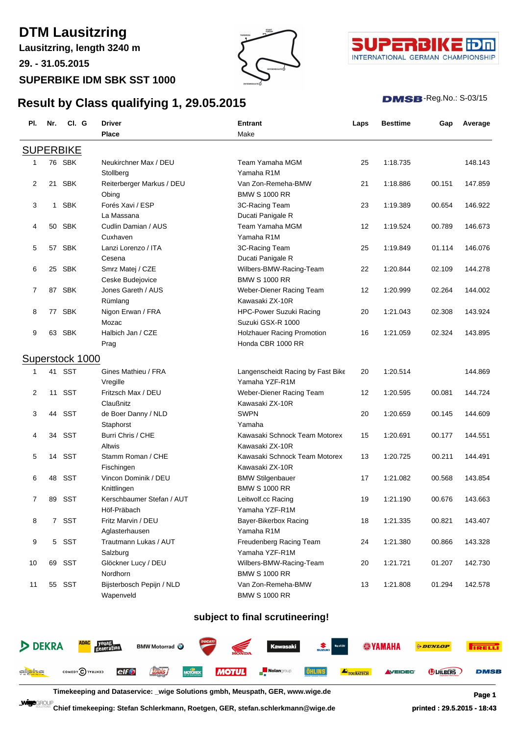# DTM Lausitzring

**Lausitzring, length 3240 m**

**29. - 31.05.2015**

**SUPERBIKE IDM SBK SST 1000**

## Result by Class qualifying 1, 29.05.2015

DMSB-Reg.No.: S-03/15

| Pl. | Nr. | Cl. | G | Driver / Place | Entrant / Make | Laps | Besttime | Gap | Average |
|---|---|---|---|---|---|---|---|---|---|
| **SUPERBIKE** | | | | | | | | | |
| 1 | 76 | SBK | | Neukirchner Max / DEU<br>Stollberg | Team Yamaha MGM<br>Yamaha R1M | 25 | 1:18.735 | | 148.143 |
| 2 | 21 | SBK | | Reiterberger Markus / DEU<br>Obing | Van Zon-Remeha-BMW<br>BMW S 1000 RR | 21 | 1:18.886 | 00.151 | 147.859 |
| 3 | 1 | SBK | | Forés Xavi / ESP<br>La Massana | 3C-Racing Team<br>Ducati Panigale R | 23 | 1:19.389 | 00.654 | 146.922 |
| 4 | 50 | SBK | | Cudlin Damian / AUS<br>Cuxhaven | Team Yamaha MGM<br>Yamaha R1M | 12 | 1:19.524 | 00.789 | 146.673 |
| 5 | 57 | SBK | | Lanzi Lorenzo / ITA<br>Cesena | 3C-Racing Team<br>Ducati Panigale R | 25 | 1:19.849 | 01.114 | 146.076 |
| 6 | 25 | SBK | | Smrz Matej / CZE<br>Ceske Budejovice | Wilbers-BMW-Racing-Team<br>BMW S 1000 RR | 22 | 1:20.844 | 02.109 | 144.278 |
| 7 | 87 | SBK | | Jones Gareth / AUS<br>Rümlang | Weber-Diener Racing Team<br>Kawasaki ZX-10R | 12 | 1:20.999 | 02.264 | 144.002 |
| 8 | 77 | SBK | | Nigon Erwan / FRA<br>Mozac | HPC-Power Suzuki Racing<br>Suzuki GSX-R 1000 | 20 | 1:21.043 | 02.308 | 143.924 |
| 9 | 63 | SBK | | Halbich Jan / CZE<br>Prag | Holzhauer Racing Promotion<br>Honda CBR 1000 RR | 16 | 1:21.059 | 02.324 | 143.895 |
| **Superstock 1000** | | | | | | | | | |
| 1 | 41 | SST | | Gines Mathieu / FRA<br>Vregille | Langenscheidt Racing by Fast Bike<br>Yamaha YZF-R1M | 20 | 1:20.514 | | 144.869 |
| 2 | 11 | SST | | Fritzsch Max / DEU<br>Claußnitz | Weber-Diener Racing Team<br>Kawasaki ZX-10R | 12 | 1:20.595 | 00.081 | 144.724 |
| 3 | 44 | SST | | de Boer Danny / NLD<br>Staphorst | SWPN<br>Yamaha | 20 | 1:20.659 | 00.145 | 144.609 |
| 4 | 34 | SST | | Burri Chris / CHE<br>Altwis | Kawasaki Schnock Team Motorex<br>Kawasaki ZX-10R | 15 | 1:20.691 | 00.177 | 144.551 |
| 5 | 14 | SST | | Stamm Roman / CHE<br>Fischingen | Kawasaki Schnock Team Motorex<br>Kawasaki ZX-10R | 13 | 1:20.725 | 00.211 | 144.491 |
| 6 | 48 | SST | | Vincon Dominik / DEU<br>Knittlingen | BMW Stilgenbauer<br>BMW S 1000 RR | 17 | 1:21.082 | 00.568 | 143.854 |
| 7 | 89 | SST | | Kerschbaumer Stefan / AUT<br>Höf-Präbach | Leitwolf.cc Racing<br>Yamaha YZF-R1M | 19 | 1:21.190 | 00.676 | 143.663 |
| 8 | 7 | SST | | Fritz Marvin / DEU<br>Aglasterhausen | Bayer-Bikerbox Racing<br>Yamaha R1M | 18 | 1:21.335 | 00.821 | 143.407 |
| 9 | 5 | SST | | Trautmann Lukas / AUT<br>Salzburg | Freudenberg Racing Team<br>Yamaha YZF-R1M | 24 | 1:21.380 | 00.866 | 143.328 |
| 10 | 69 | SST | | Glöckner Lucy / DEU<br>Nordhorn | Wilbers-BMW-Racing-Team<br>BMW S 1000 RR | 20 | 1:21.721 | 01.207 | 142.730 |
| 11 | 55 | SST | | Bijsterbosch Pepijn / NLD<br>Wapenveld | Van Zon-Remeha-BMW<br>BMW S 1000 RR | 13 | 1:21.808 | 01.294 | 142.578 |

**subject to final scrutineering!**

**Timekeeping and Dataservice: _wige Solutions gmbh, Meuspath, GER, www.wige.de**

**Chief timekeeping: Stefan Schlerkmann, Roetgen, GER, stefan.schlerkmann@wige.de**

**printed : 29.5.2015 - 18:43**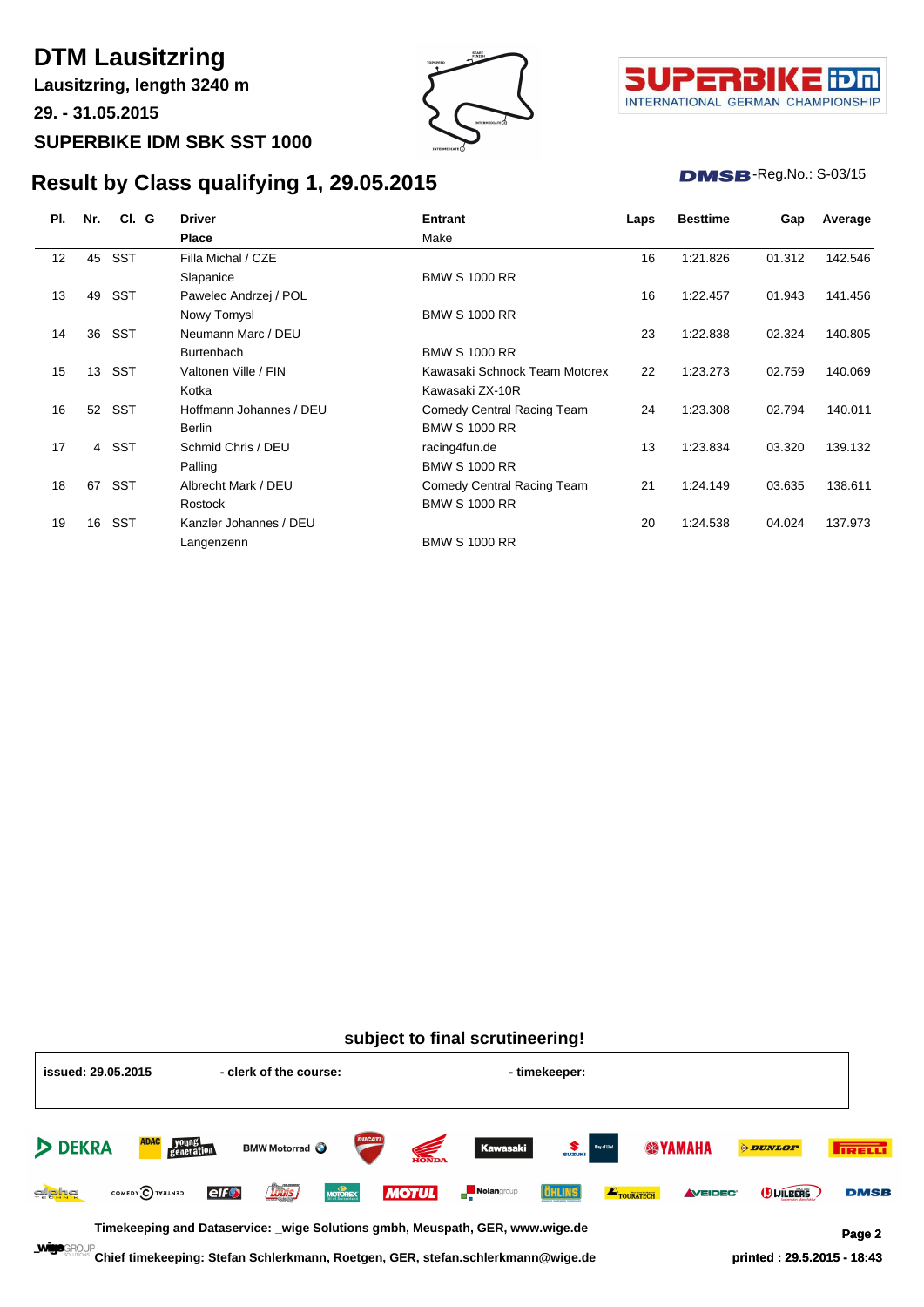# DTM Lausitzring

**Lausitzring, length 3240 m**

**29. - 31.05.2015**

**SUPERBIKE IDM SBK SST 1000**

## Result by Class qualifying 1, 29.05.2015

DMSB-Reg.No.: S-03/15

| Pl. | Nr. | Cl. | G | Driver / Place | Entrant / Make | Laps | Besttime | Gap | Average |
|---|---|---|---|---|---|---|---|---|---|
| 12 | 45 | SST | | Filla Michal / CZE<br>Slapanice | <br>BMW S 1000 RR | 16 | 1:21.826 | 01.312 | 142.546 |
| 13 | 49 | SST | | Pawelec Andrzej / POL<br>Nowy Tomysl | <br>BMW S 1000 RR | 16 | 1:22.457 | 01.943 | 141.456 |
| 14 | 36 | SST | | Neumann Marc / DEU<br>Burtenbach | <br>BMW S 1000 RR | 23 | 1:22.838 | 02.324 | 140.805 |
| 15 | 13 | SST | | Valtonen Ville / FIN<br>Kotka | Kawasaki Schnock Team Motorex<br>Kawasaki ZX-10R | 22 | 1:23.273 | 02.759 | 140.069 |
| 16 | 52 | SST | | Hoffmann Johannes / DEU<br>Berlin | Comedy Central Racing Team<br>BMW S 1000 RR | 24 | 1:23.308 | 02.794 | 140.011 |
| 17 | 4 | SST | | Schmid Chris / DEU<br>Palling | racing4fun.de<br>BMW S 1000 RR | 13 | 1:23.834 | 03.320 | 139.132 |
| 18 | 67 | SST | | Albrecht Mark / DEU<br>Rostock | Comedy Central Racing Team<br>BMW S 1000 RR | 21 | 1:24.149 | 03.635 | 138.611 |
| 19 | 16 | SST | | Kanzler Johannes / DEU<br>Langenzenn | <br>BMW S 1000 RR | 20 | 1:24.538 | 04.024 | 137.973 |

**subject to final scrutineering!**

**issued: 29.05.2015** **- clerk of the course:** **- timekeeper:**

**Timekeeping and Dataservice: _wige Solutions gmbh, Meuspath, GER, www.wige.de**

**Chief timekeeping: Stefan Schlerkmann, Roetgen, GER, stefan.schlerkmann@wige.de**

**printed : 29.5.2015 - 18:43**